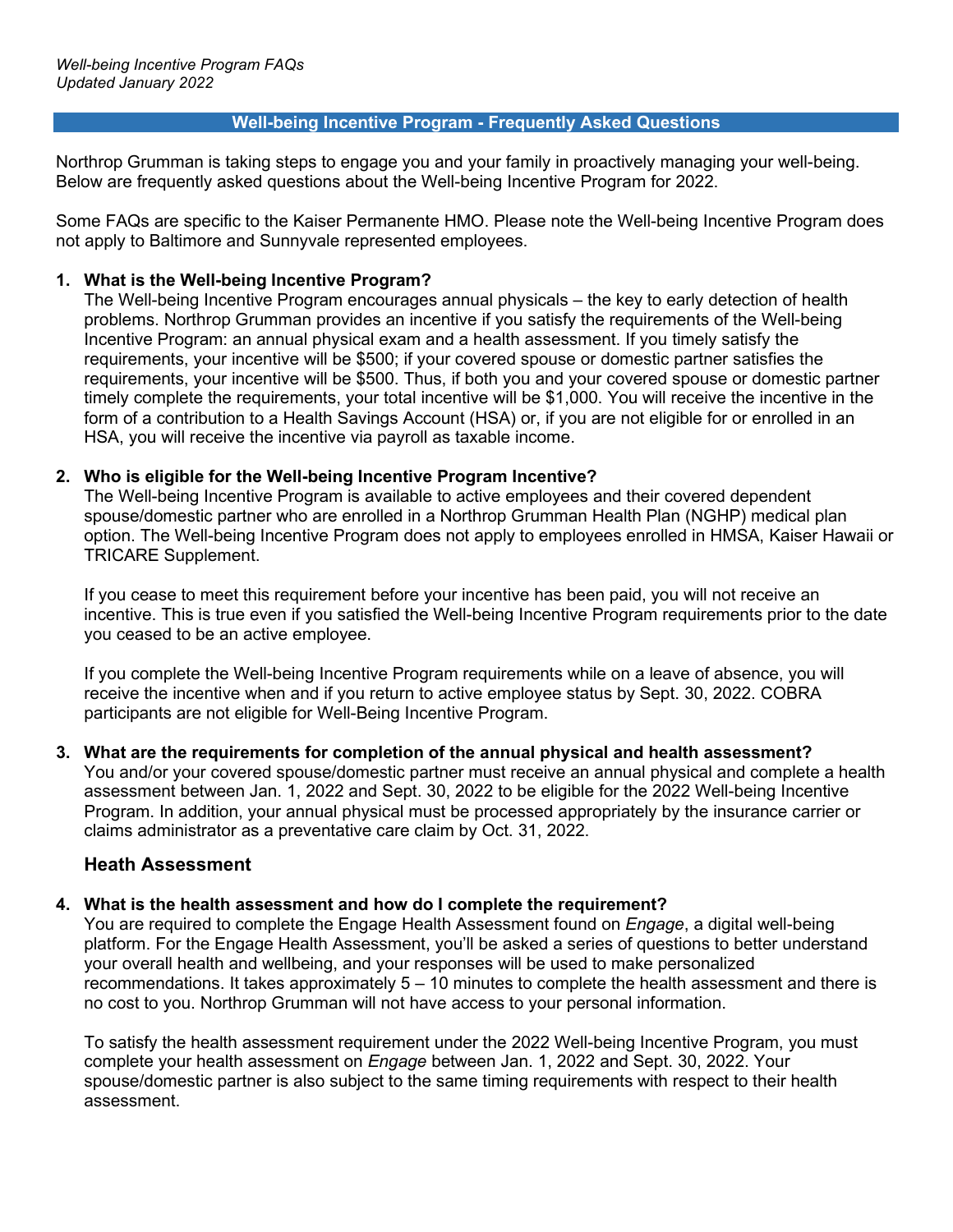*Well-being Incentive Program FAQs*
*Updated January 2022*

# Well-being Incentive Program - Frequently Asked Questions

Northrop Grumman is taking steps to engage you and your family in proactively managing your well-being. Below are frequently asked questions about the Well-being Incentive Program for 2022.

Some FAQs are specific to the Kaiser Permanente HMO. Please note the Well-being Incentive Program does not apply to Baltimore and Sunnyvale represented employees.

1. **What is the Well-being Incentive Program?**
   The Well-being Incentive Program encourages annual physicals – the key to early detection of health problems. Northrop Grumman provides an incentive if you satisfy the requirements of the Well-being Incentive Program: an annual physical exam and a health assessment. If you timely satisfy the requirements, your incentive will be $500; if your covered spouse or domestic partner satisfies the requirements, your incentive will be $500. Thus, if both you and your covered spouse or domestic partner timely complete the requirements, your total incentive will be $1,000. You will receive the incentive in the form of a contribution to a Health Savings Account (HSA) or, if you are not eligible for or enrolled in an HSA, you will receive the incentive via payroll as taxable income.

2. **Who is eligible for the Well-being Incentive Program Incentive?**
   The Well-being Incentive Program is available to active employees and their covered dependent spouse/domestic partner who are enrolled in a Northrop Grumman Health Plan (NGHP) medical plan option. The Well-being Incentive Program does not apply to employees enrolled in HMSA, Kaiser Hawaii or TRICARE Supplement.

   If you cease to meet this requirement before your incentive has been paid, you will not receive an incentive. This is true even if you satisfied the Well-being Incentive Program requirements prior to the date you ceased to be an active employee.

   If you complete the Well-being Incentive Program requirements while on a leave of absence, you will receive the incentive when and if you return to active employee status by Sept. 30, 2022. COBRA participants are not eligible for Well-Being Incentive Program.

3. **What are the requirements for completion of the annual physical and health assessment?**
   You and/or your covered spouse/domestic partner must receive an annual physical and complete a health assessment between Jan. 1, 2022 and Sept. 30, 2022 to be eligible for the 2022 Well-being Incentive Program. In addition, your annual physical must be processed appropriately by the insurance carrier or claims administrator as a preventative care claim by Oct. 31, 2022.

## Heath Assessment

4. **What is the health assessment and how do I complete the requirement?**
   You are required to complete the Engage Health Assessment found on *Engage*, a digital well-being platform. For the Engage Health Assessment, you'll be asked a series of questions to better understand your overall health and wellbeing, and your responses will be used to make personalized recommendations. It takes approximately 5 – 10 minutes to complete the health assessment and there is no cost to you. Northrop Grumman will not have access to your personal information.

   To satisfy the health assessment requirement under the 2022 Well-being Incentive Program, you must complete your health assessment on *Engage* between Jan. 1, 2022 and Sept. 30, 2022. Your spouse/domestic partner is also subject to the same timing requirements with respect to their health assessment.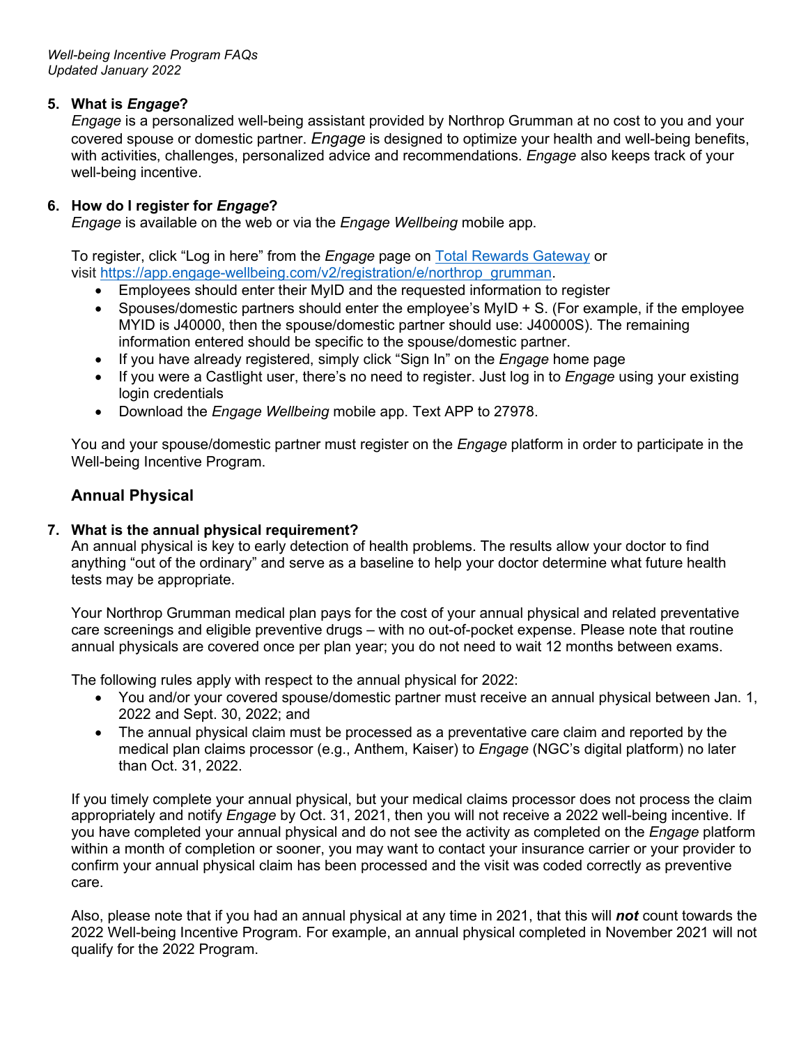5. **What is *Engage*?**

   *Engage* is a personalized well-being assistant provided by Northrop Grumman at no cost to you and your covered spouse or domestic partner. *Engage* is designed to optimize your health and well-being benefits, with activities, challenges, personalized advice and recommendations. *Engage* also keeps track of your well-being incentive.

6. **How do I register for *Engage*?**

   *Engage* is available on the web or via the *Engage Wellbeing* mobile app.

   To register, click "Log in here" from the *Engage* page on Total Rewards Gateway or visit https://app.engage-wellbeing.com/v2/registration/e/northrop_grumman.

   - Employees should enter their MyID and the requested information to register
   - Spouses/domestic partners should enter the employee's MyID + S. (For example, if the employee MYID is J40000, then the spouse/domestic partner should use: J40000S). The remaining information entered should be specific to the spouse/domestic partner.
   - If you have already registered, simply click "Sign In" on the *Engage* home page
   - If you were a Castlight user, there's no need to register. Just log in to *Engage* using your existing login credentials
   - Download the *Engage Wellbeing* mobile app. Text APP to 27978.

   You and your spouse/domestic partner must register on the *Engage* platform in order to participate in the Well-being Incentive Program.

## Annual Physical

7. **What is the annual physical requirement?**

   An annual physical is key to early detection of health problems. The results allow your doctor to find anything "out of the ordinary" and serve as a baseline to help your doctor determine what future health tests may be appropriate.

   Your Northrop Grumman medical plan pays for the cost of your annual physical and related preventative care screenings and eligible preventive drugs – with no out-of-pocket expense. Please note that routine annual physicals are covered once per plan year; you do not need to wait 12 months between exams.

   The following rules apply with respect to the annual physical for 2022:

   - You and/or your covered spouse/domestic partner must receive an annual physical between Jan. 1, 2022 and Sept. 30, 2022; and
   - The annual physical claim must be processed as a preventative care claim and reported by the medical plan claims processor (e.g., Anthem, Kaiser) to *Engage* (NGC's digital platform) no later than Oct. 31, 2022.

   If you timely complete your annual physical, but your medical claims processor does not process the claim appropriately and notify *Engage* by Oct. 31, 2021, then you will not receive a 2022 well-being incentive. If you have completed your annual physical and do not see the activity as completed on the *Engage* platform within a month of completion or sooner, you may want to contact your insurance carrier or your provider to confirm your annual physical claim has been processed and the visit was coded correctly as preventive care.

   Also, please note that if you had an annual physical at any time in 2021, that this will ***not*** count towards the 2022 Well-being Incentive Program. For example, an annual physical completed in November 2021 will not qualify for the 2022 Program.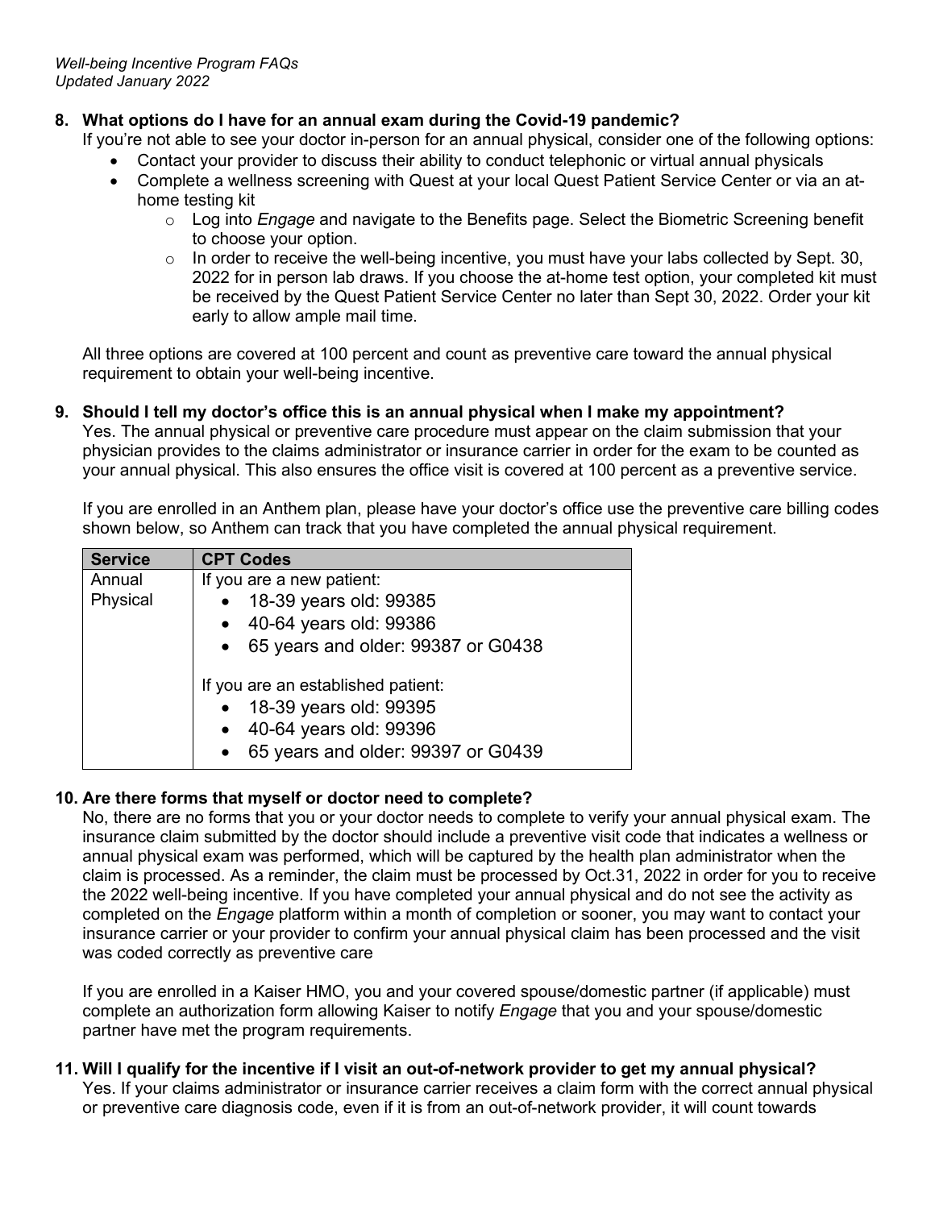**8. What options do I have for an annual exam during the Covid-19 pandemic?**

If you're not able to see your doctor in-person for an annual physical, consider one of the following options:

- Contact your provider to discuss their ability to conduct telephonic or virtual annual physicals
- Complete a wellness screening with Quest at your local Quest Patient Service Center or via an at-home testing kit
  - Log into *Engage* and navigate to the Benefits page. Select the Biometric Screening benefit to choose your option.
  - In order to receive the well-being incentive, you must have your labs collected by Sept. 30, 2022 for in person lab draws. If you choose the at-home test option, your completed kit must be received by the Quest Patient Service Center no later than Sept 30, 2022. Order your kit early to allow ample mail time.

All three options are covered at 100 percent and count as preventive care toward the annual physical requirement to obtain your well-being incentive.

**9. Should I tell my doctor's office this is an annual physical when I make my appointment?**

Yes. The annual physical or preventive care procedure must appear on the claim submission that your physician provides to the claims administrator or insurance carrier in order for the exam to be counted as your annual physical. This also ensures the office visit is covered at 100 percent as a preventive service.

If you are enrolled in an Anthem plan, please have your doctor's office use the preventive care billing codes shown below, so Anthem can track that you have completed the annual physical requirement.

| Service | CPT Codes |
|---|---|
| Annual Physical | If you are a new patient:<br>• 18-39 years old: 99385<br>• 40-64 years old: 99386<br>• 65 years and older: 99387 or G0438<br><br>If you are an established patient:<br>• 18-39 years old: 99395<br>• 40-64 years old: 99396<br>• 65 years and older: 99397 or G0439 |

**10. Are there forms that myself or doctor need to complete?**

No, there are no forms that you or your doctor needs to complete to verify your annual physical exam. The insurance claim submitted by the doctor should include a preventive visit code that indicates a wellness or annual physical exam was performed, which will be captured by the health plan administrator when the claim is processed. As a reminder, the claim must be processed by Oct.31, 2022 in order for you to receive the 2022 well-being incentive. If you have completed your annual physical and do not see the activity as completed on the *Engage* platform within a month of completion or sooner, you may want to contact your insurance carrier or your provider to confirm your annual physical claim has been processed and the visit was coded correctly as preventive care

If you are enrolled in a Kaiser HMO, you and your covered spouse/domestic partner (if applicable) must complete an authorization form allowing Kaiser to notify *Engage* that you and your spouse/domestic partner have met the program requirements.

**11. Will I qualify for the incentive if I visit an out-of-network provider to get my annual physical?**

Yes. If your claims administrator or insurance carrier receives a claim form with the correct annual physical or preventive care diagnosis code, even if it is from an out-of-network provider, it will count towards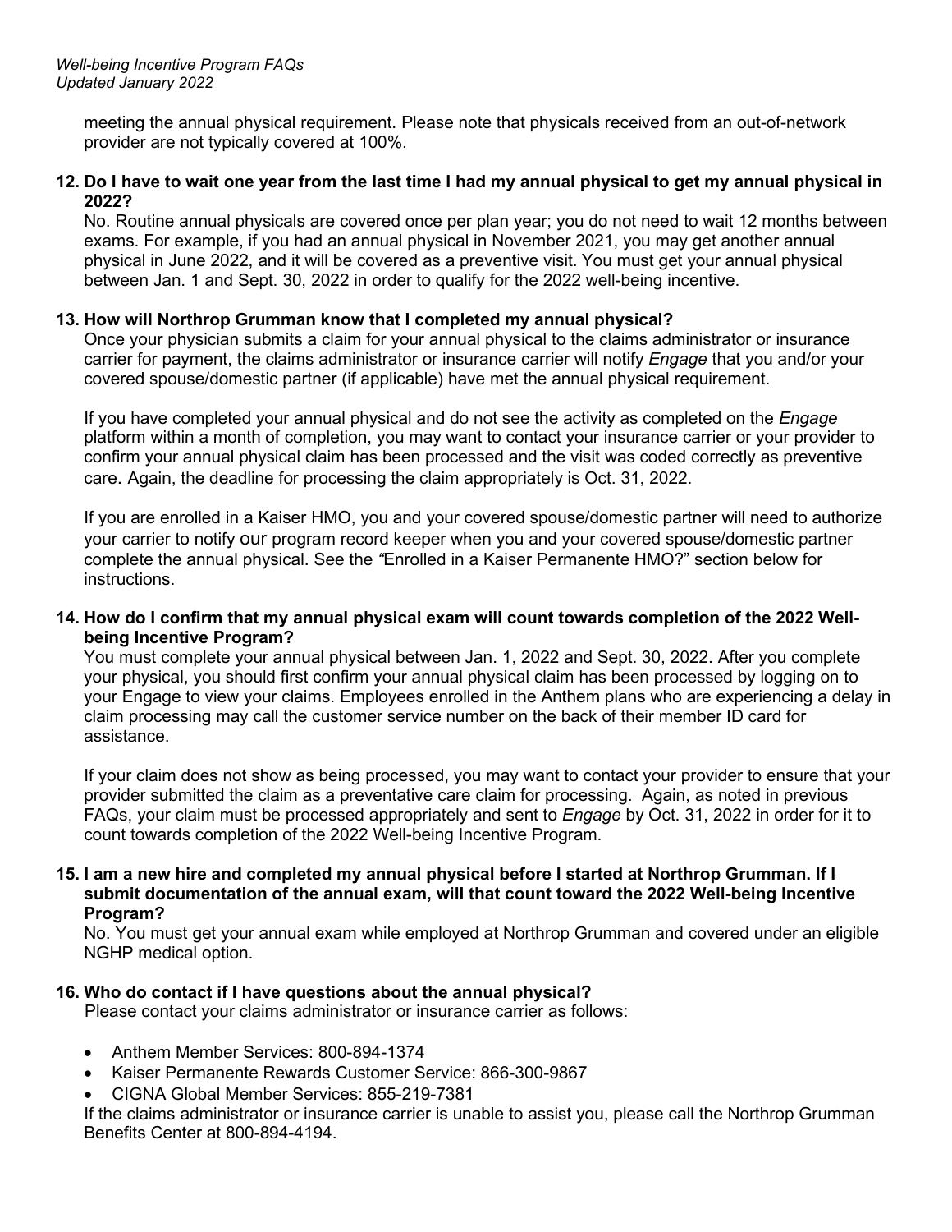meeting the annual physical requirement. Please note that physicals received from an out-of-network provider are not typically covered at 100%.

**12. Do I have to wait one year from the last time I had my annual physical to get my annual physical in 2022?**

No. Routine annual physicals are covered once per plan year; you do not need to wait 12 months between exams. For example, if you had an annual physical in November 2021, you may get another annual physical in June 2022, and it will be covered as a preventive visit. You must get your annual physical between Jan. 1 and Sept. 30, 2022 in order to qualify for the 2022 well-being incentive.

**13. How will Northrop Grumman know that I completed my annual physical?**

Once your physician submits a claim for your annual physical to the claims administrator or insurance carrier for payment, the claims administrator or insurance carrier will notify *Engage* that you and/or your covered spouse/domestic partner (if applicable) have met the annual physical requirement.

If you have completed your annual physical and do not see the activity as completed on the *Engage* platform within a month of completion, you may want to contact your insurance carrier or your provider to confirm your annual physical claim has been processed and the visit was coded correctly as preventive care. Again, the deadline for processing the claim appropriately is Oct. 31, 2022.

If you are enrolled in a Kaiser HMO, you and your covered spouse/domestic partner will need to authorize your carrier to notify our program record keeper when you and your covered spouse/domestic partner complete the annual physical. See the "Enrolled in a Kaiser Permanente HMO?" section below for instructions.

**14. How do I confirm that my annual physical exam will count towards completion of the 2022 Well-being Incentive Program?**

You must complete your annual physical between Jan. 1, 2022 and Sept. 30, 2022. After you complete your physical, you should first confirm your annual physical claim has been processed by logging on to your Engage to view your claims. Employees enrolled in the Anthem plans who are experiencing a delay in claim processing may call the customer service number on the back of their member ID card for assistance.

If your claim does not show as being processed, you may want to contact your provider to ensure that your provider submitted the claim as a preventative care claim for processing. Again, as noted in previous FAQs, your claim must be processed appropriately and sent to *Engage* by Oct. 31, 2022 in order for it to count towards completion of the 2022 Well-being Incentive Program.

**15. I am a new hire and completed my annual physical before I started at Northrop Grumman. If I submit documentation of the annual exam, will that count toward the 2022 Well-being Incentive Program?**

No. You must get your annual exam while employed at Northrop Grumman and covered under an eligible NGHP medical option.

**16. Who do contact if I have questions about the annual physical?**

Please contact your claims administrator or insurance carrier as follows:

- Anthem Member Services: 800-894-1374
- Kaiser Permanente Rewards Customer Service: 866-300-9867
- CIGNA Global Member Services: 855-219-7381

If the claims administrator or insurance carrier is unable to assist you, please call the Northrop Grumman Benefits Center at 800-894-4194.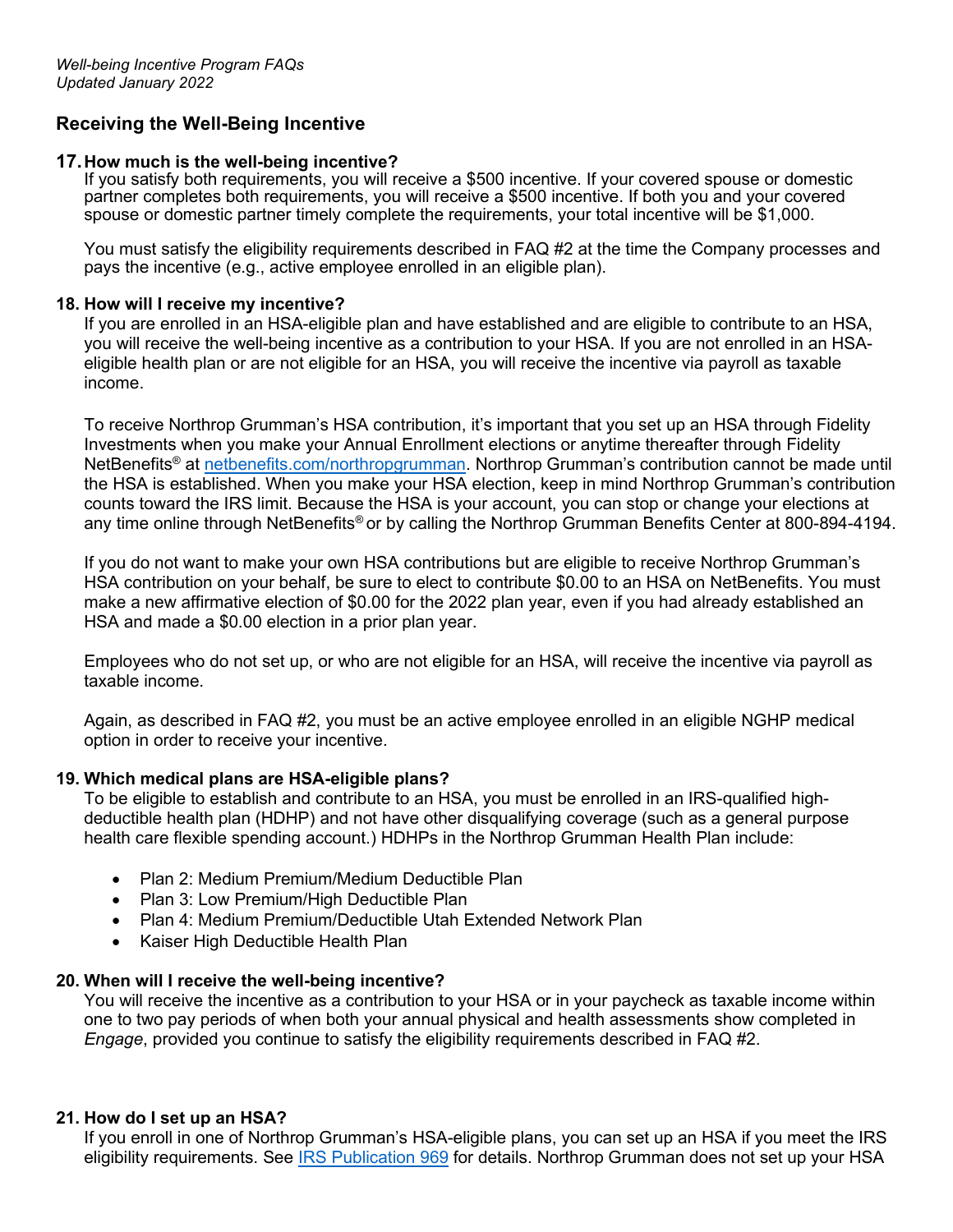## Receiving the Well-Being Incentive

**17. How much is the well-being incentive?**

If you satisfy both requirements, you will receive a $500 incentive. If your covered spouse or domestic partner completes both requirements, you will receive a $500 incentive. If both you and your covered spouse or domestic partner timely complete the requirements, your total incentive will be $1,000.

You must satisfy the eligibility requirements described in FAQ #2 at the time the Company processes and pays the incentive (e.g., active employee enrolled in an eligible plan).

**18. How will I receive my incentive?**

If you are enrolled in an HSA-eligible plan and have established and are eligible to contribute to an HSA, you will receive the well-being incentive as a contribution to your HSA. If you are not enrolled in an HSA-eligible health plan or are not eligible for an HSA, you will receive the incentive via payroll as taxable income.

To receive Northrop Grumman's HSA contribution, it's important that you set up an HSA through Fidelity Investments when you make your Annual Enrollment elections or anytime thereafter through Fidelity NetBenefits® at [netbenefits.com/northropgrumman](netbenefits.com/northropgrumman). Northrop Grumman's contribution cannot be made until the HSA is established. When you make your HSA election, keep in mind Northrop Grumman's contribution counts toward the IRS limit. Because the HSA is your account, you can stop or change your elections at any time online through NetBenefits® or by calling the Northrop Grumman Benefits Center at 800-894-4194.

If you do not want to make your own HSA contributions but are eligible to receive Northrop Grumman's HSA contribution on your behalf, be sure to elect to contribute $0.00 to an HSA on NetBenefits. You must make a new affirmative election of $0.00 for the 2022 plan year, even if you had already established an HSA and made a $0.00 election in a prior plan year.

Employees who do not set up, or who are not eligible for an HSA, will receive the incentive via payroll as taxable income.

Again, as described in FAQ #2, you must be an active employee enrolled in an eligible NGHP medical option in order to receive your incentive.

**19. Which medical plans are HSA-eligible plans?**

To be eligible to establish and contribute to an HSA, you must be enrolled in an IRS-qualified high-deductible health plan (HDHP) and not have other disqualifying coverage (such as a general purpose health care flexible spending account.) HDHPs in the Northrop Grumman Health Plan include:

- Plan 2: Medium Premium/Medium Deductible Plan
- Plan 3: Low Premium/High Deductible Plan
- Plan 4: Medium Premium/Deductible Utah Extended Network Plan
- Kaiser High Deductible Health Plan

**20. When will I receive the well-being incentive?**

You will receive the incentive as a contribution to your HSA or in your paycheck as taxable income within one to two pay periods of when both your annual physical and health assessments show completed in *Engage*, provided you continue to satisfy the eligibility requirements described in FAQ #2.

**21. How do I set up an HSA?**

If you enroll in one of Northrop Grumman's HSA-eligible plans, you can set up an HSA if you meet the IRS eligibility requirements. See [IRS Publication 969](IRS Publication 969) for details. Northrop Grumman does not set up your HSA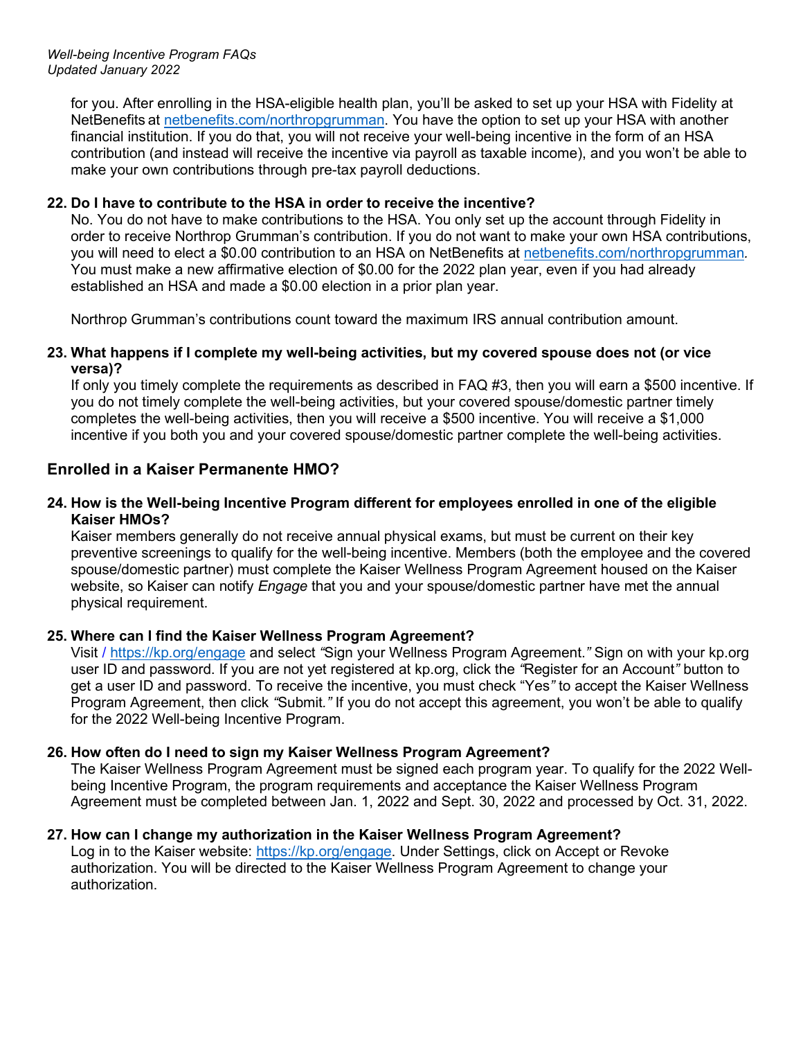for you. After enrolling in the HSA-eligible health plan, you'll be asked to set up your HSA with Fidelity at NetBenefits at [netbenefits.com/northropgrumman](netbenefits.com/northropgrumman). You have the option to set up your HSA with another financial institution. If you do that, you will not receive your well-being incentive in the form of an HSA contribution (and instead will receive the incentive via payroll as taxable income), and you won't be able to make your own contributions through pre-tax payroll deductions.

**22. Do I have to contribute to the HSA in order to receive the incentive?**

No. You do not have to make contributions to the HSA. You only set up the account through Fidelity in order to receive Northrop Grumman's contribution. If you do not want to make your own HSA contributions, you will need to elect a $0.00 contribution to an HSA on NetBenefits at [netbenefits.com/northropgrumman](netbenefits.com/northropgrumman)*.* You must make a new affirmative election of $0.00 for the 2022 plan year, even if you had already established an HSA and made a $0.00 election in a prior plan year.

Northrop Grumman's contributions count toward the maximum IRS annual contribution amount.

**23. What happens if I complete my well-being activities, but my covered spouse does not (or vice versa)?**

If only you timely complete the requirements as described in FAQ #3, then you will earn a $500 incentive. If you do not timely complete the well-being activities, but your covered spouse/domestic partner timely completes the well-being activities, then you will receive a $500 incentive. You will receive a $1,000 incentive if you both you and your covered spouse/domestic partner complete the well-being activities.

## Enrolled in a Kaiser Permanente HMO?

**24. How is the Well-being Incentive Program different for employees enrolled in one of the eligible Kaiser HMOs?**

Kaiser members generally do not receive annual physical exams, but must be current on their key preventive screenings to qualify for the well-being incentive. Members (both the employee and the covered spouse/domestic partner) must complete the Kaiser Wellness Program Agreement housed on the Kaiser website, so Kaiser can notify *Engage* that you and your spouse/domestic partner have met the annual physical requirement.

**25. Where can I find the Kaiser Wellness Program Agreement?**

Visit / [https://kp.org/engage](https://kp.org/engage) and select *"*Sign your Wellness Program Agreement.*"* Sign on with your kp.org user ID and password. If you are not yet registered at kp.org, click the *"*Register for an Account*"* button to get a user ID and password. To receive the incentive, you must check "Yes*"* to accept the Kaiser Wellness Program Agreement, then click *"*Submit.*"* If you do not accept this agreement, you won't be able to qualify for the 2022 Well-being Incentive Program.

**26. How often do I need to sign my Kaiser Wellness Program Agreement?**

The Kaiser Wellness Program Agreement must be signed each program year. To qualify for the 2022 Well-being Incentive Program, the program requirements and acceptance the Kaiser Wellness Program Agreement must be completed between Jan. 1, 2022 and Sept. 30, 2022 and processed by Oct. 31, 2022.

**27. How can I change my authorization in the Kaiser Wellness Program Agreement?**

Log in to the Kaiser website: [https://kp.org/engage](https://kp.org/engage). Under Settings, click on Accept or Revoke authorization. You will be directed to the Kaiser Wellness Program Agreement to change your authorization.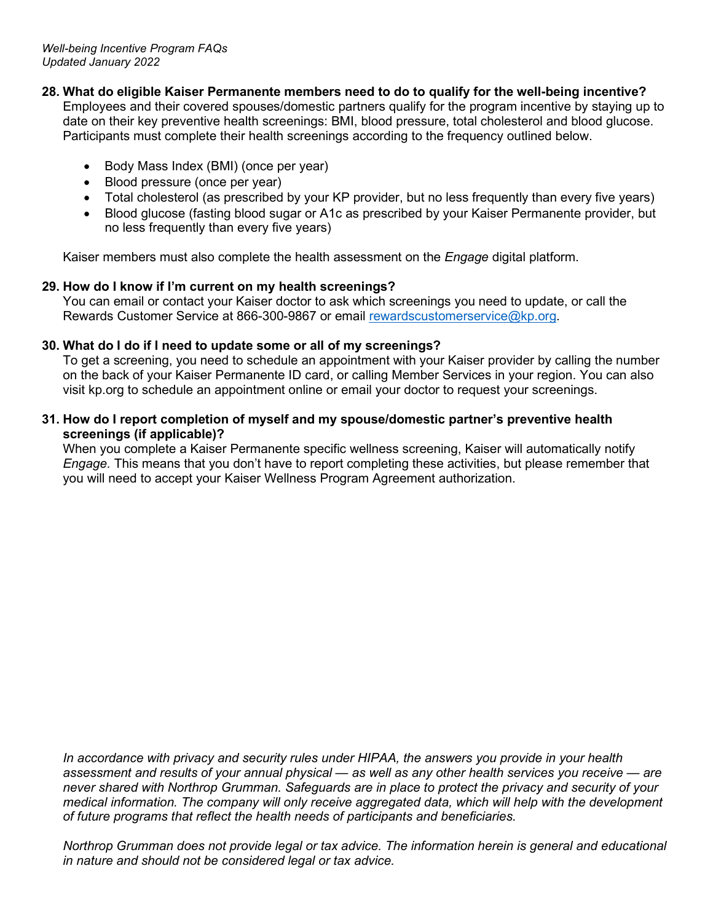**28. What do eligible Kaiser Permanente members need to do to qualify for the well-being incentive?**

Employees and their covered spouses/domestic partners qualify for the program incentive by staying up to date on their key preventive health screenings: BMI, blood pressure, total cholesterol and blood glucose. Participants must complete their health screenings according to the frequency outlined below.

- Body Mass Index (BMI) (once per year)
- Blood pressure (once per year)
- Total cholesterol (as prescribed by your KP provider, but no less frequently than every five years)
- Blood glucose (fasting blood sugar or A1c as prescribed by your Kaiser Permanente provider, but no less frequently than every five years)

Kaiser members must also complete the health assessment on the *Engage* digital platform.

**29. How do I know if I'm current on my health screenings?**

You can email or contact your Kaiser doctor to ask which screenings you need to update, or call the Rewards Customer Service at 866-300-9867 or email rewardscustomerservice@kp.org.

**30. What do I do if I need to update some or all of my screenings?**

To get a screening, you need to schedule an appointment with your Kaiser provider by calling the number on the back of your Kaiser Permanente ID card, or calling Member Services in your region. You can also visit kp.org to schedule an appointment online or email your doctor to request your screenings.

**31. How do I report completion of myself and my spouse/domestic partner's preventive health screenings (if applicable)?**

When you complete a Kaiser Permanente specific wellness screening, Kaiser will automatically notify *Engage*. This means that you don't have to report completing these activities, but please remember that you will need to accept your Kaiser Wellness Program Agreement authorization.

*In accordance with privacy and security rules under HIPAA, the answers you provide in your health assessment and results of your annual physical — as well as any other health services you receive — are never shared with Northrop Grumman. Safeguards are in place to protect the privacy and security of your medical information. The company will only receive aggregated data, which will help with the development of future programs that reflect the health needs of participants and beneficiaries.*

*Northrop Grumman does not provide legal or tax advice. The information herein is general and educational in nature and should not be considered legal or tax advice.*